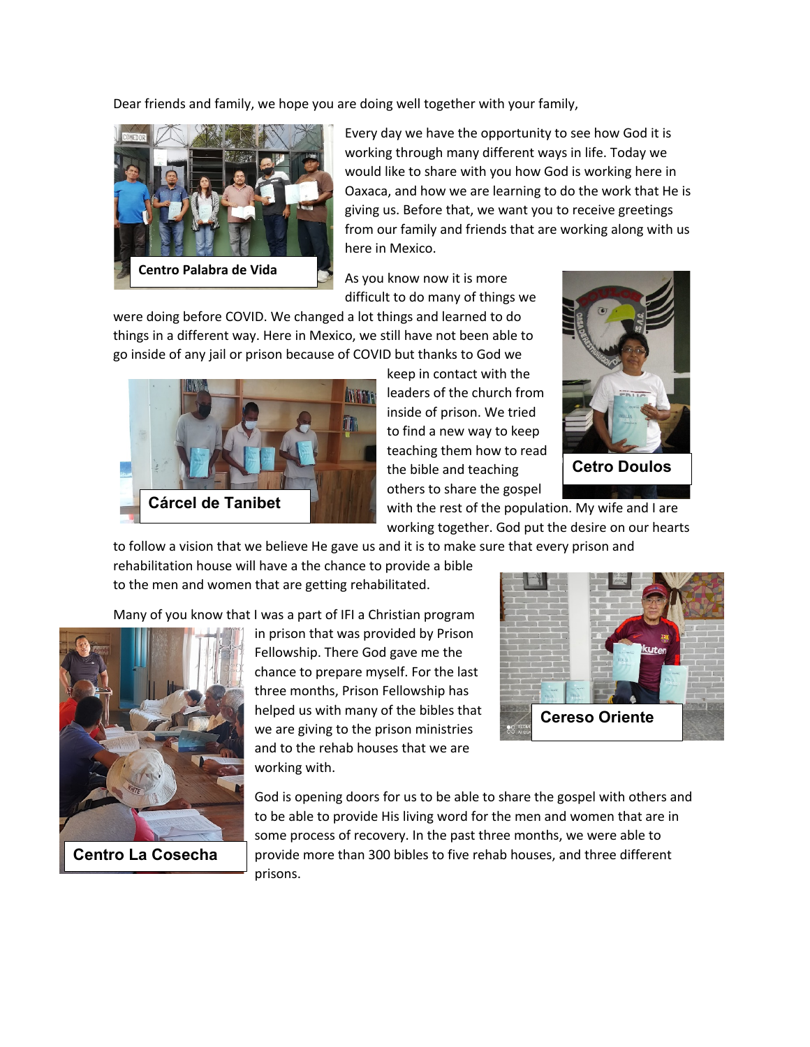Dear friends and family, we hope you are doing well together with your family,

Centro Palabra de Vida

Every day we have the opportunity to see how God it is working through many different ways in life. Today we would like to share with you how God is working here in Oaxaca, and how we are learning to do the work that He is giving us. Before that, we want you to receive greetings from our family and friends that are working along with us here in Mexico.

As you know now it is more difficult to do many of things we were doing before COVID. We changed a lot things and learned to do things in a different way. Here in Mexico, we still have not been able to go inside of any jail or prison because of COVID but thanks to God we keep in contact with the leaders of the church from inside of prison. We tried to find a new way to keep teaching them how to read the bible and teaching others to share the gospel with the rest of the population. My wife and I are working together. God put the desire on our hearts to follow a vision that we believe He gave us and it is to make sure that every prison and rehabilitation house will have a the chance to provide a bible to the men and women that are getting rehabilitated.

Cárcel de Tanibet

Cetro Doulos

Many of you know that I was a part of IFI a Christian program in prison that was provided by Prison Fellowship. There God gave me the chance to prepare myself. For the last three months, Prison Fellowship has helped us with many of the bibles that we are giving to the prison ministries and to the rehab houses that we are working with.

Cereso Oriente

Centro La Cosecha

God is opening doors for us to be able to share the gospel with others and to be able to provide His living word for the men and women that are in some process of recovery. In the past three months, we were able to provide more than 300 bibles to five rehab houses, and three different prisons.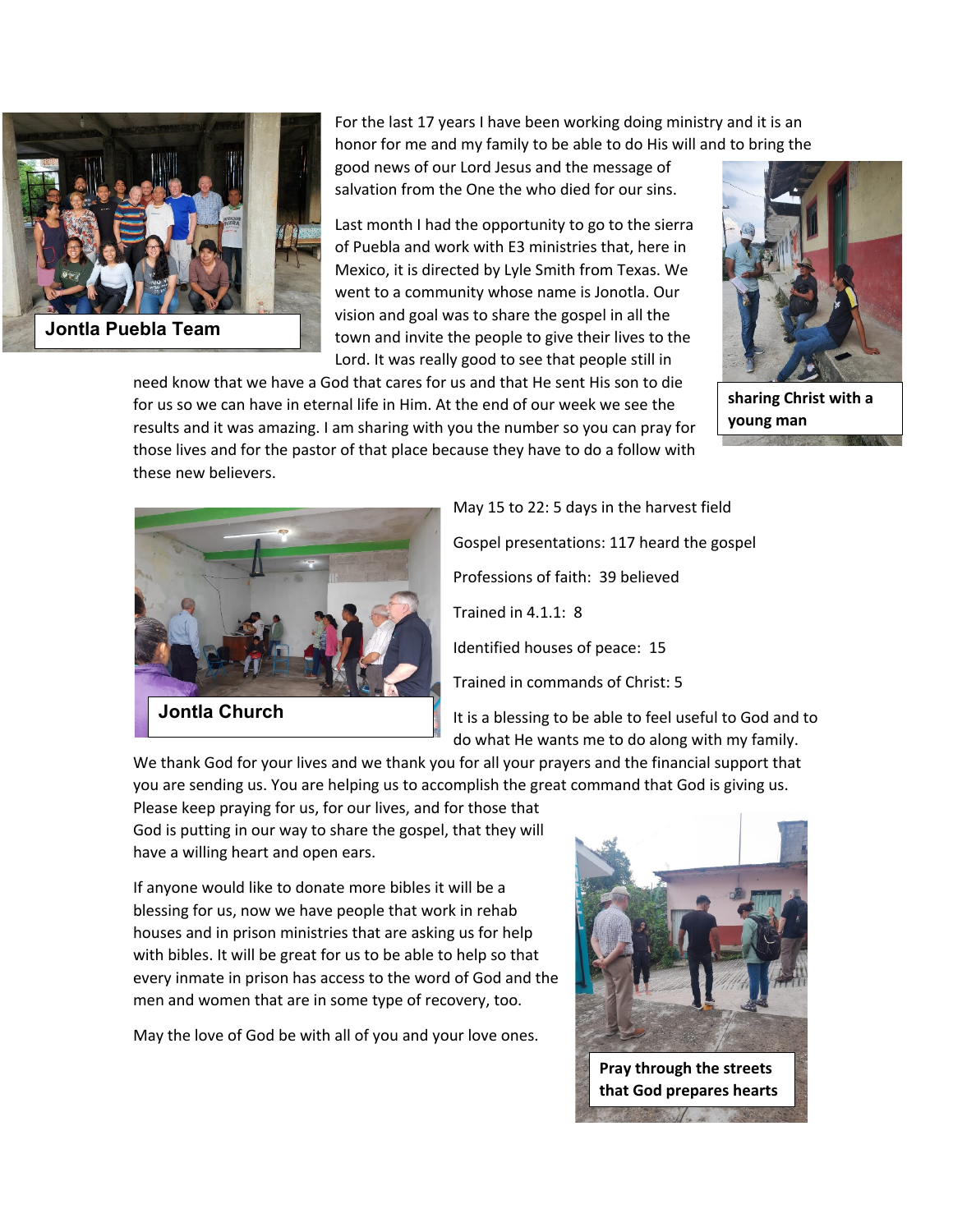Jontla Puebla Team

For the last 17 years I have been working doing ministry and it is an honor for me and my family to be able to do His will and to bring the good news of our Lord Jesus and the message of salvation from the One the who died for our sins.

Last month I had the opportunity to go to the sierra of Puebla and work with E3 ministries that, here in Mexico, it is directed by Lyle Smith from Texas. We went to a community whose name is Jonotla. Our vision and goal was to share the gospel in all the town and invite the people to give their lives to the Lord. It was really good to see that people still in need know that we have a God that cares for us and that He sent His son to die for us so we can have in eternal life in Him. At the end of our week we see the results and it was amazing. I am sharing with you the number so you can pray for those lives and for the pastor of that place because they have to do a follow with these new believers.

**sharing Christ with a young man**

Jontla Church

May 15 to 22: 5 days in the harvest field

Gospel presentations: 117 heard the gospel

Professions of faith: 39 believed

Trained in 4.1.1: 8

Identified houses of peace: 15

Trained in commands of Christ: 5

It is a blessing to be able to feel useful to God and to do what He wants me to do along with my family.

We thank God for your lives and we thank you for all your prayers and the financial support that you are sending us. You are helping us to accomplish the great command that God is giving us. Please keep praying for us, for our lives, and for those that God is putting in our way to share the gospel, that they will have a willing heart and open ears.

If anyone would like to donate more bibles it will be a blessing for us, now we have people that work in rehab houses and in prison ministries that are asking us for help with bibles. It will be great for us to be able to help so that every inmate in prison has access to the word of God and the men and women that are in some type of recovery, too.

May the love of God be with all of you and your love ones.

**Pray through the streets that God prepares hearts**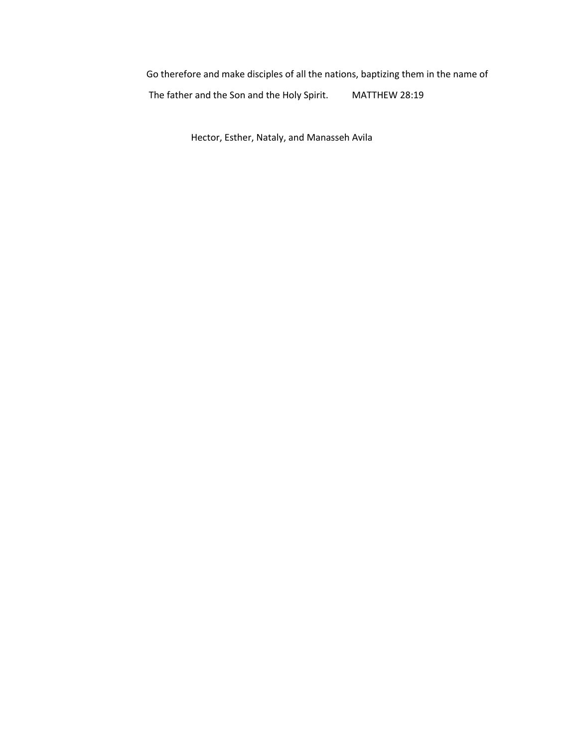Go therefore and make disciples of all the nations, baptizing them in the name of The father and the Son and the Holy Spirit. MATTHEW 28:19

Hector, Esther, Nataly, and Manasseh Avila